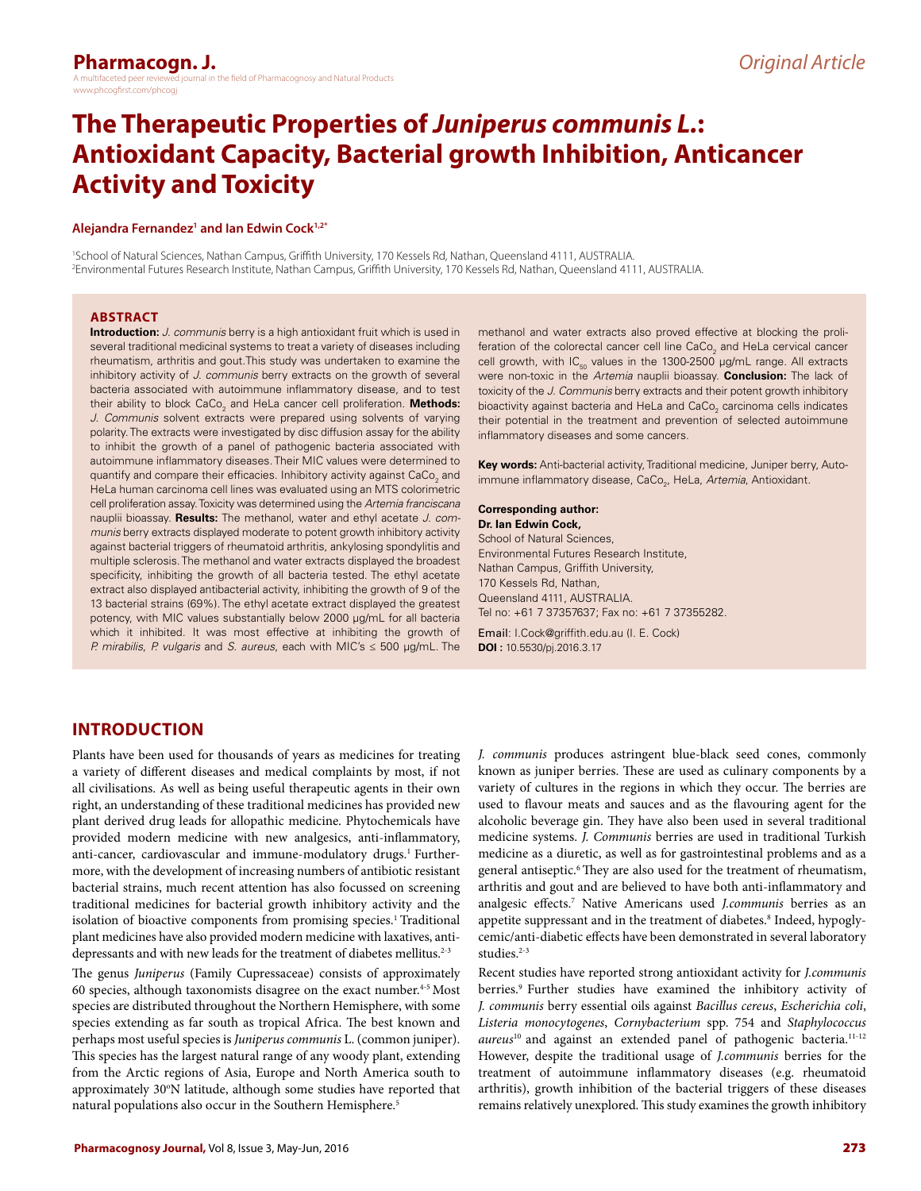Original Article

# The Therapeutic Properties of *Juniperus communis L.*: Antioxidant Capacity, Bacterial growth Inhibition, Anticancer Activity and Toxicity

**Alejandra Fernandez[1] and Ian Edwin Cock[1,2*]**

[1]School of Natural Sciences, Nathan Campus, Griffith University, 170 Kessels Rd, Nathan, Queensland 4111, AUSTRALIA.
[2]Environmental Futures Research Institute, Nathan Campus, Griffith University, 170 Kessels Rd, Nathan, Queensland 4111, AUSTRALIA.

## ABSTRACT

**Introduction:** *J. communis* berry is a high antioxidant fruit which is used in several traditional medicinal systems to treat a variety of diseases including rheumatism, arthritis and gout.This study was undertaken to examine the inhibitory activity of *J. communis* berry extracts on the growth of several bacteria associated with autoimmune inflammatory disease, and to test their ability to block $CaCo_2$ and HeLa cancer cell proliferation. **Methods:** *J. Communis* solvent extracts were prepared using solvents of varying polarity. The extracts were investigated by disc diffusion assay for the ability to inhibit the growth of a panel of pathogenic bacteria associated with autoimmune inflammatory diseases. Their MIC values were determined to quantify and compare their efficacies. Inhibitory activity against $CaCo_2$ and HeLa human carcinoma cell lines was evaluated using an MTS colorimetric cell proliferation assay. Toxicity was determined using the *Artemia franciscana* nauplii bioassay. **Results:** The methanol, water and ethyl acetate *J. communis* berry extracts displayed moderate to potent growth inhibitory activity against bacterial triggers of rheumatoid arthritis, ankylosing spondylitis and multiple sclerosis. The methanol and water extracts displayed the broadest specificity, inhibiting the growth of all bacteria tested. The ethyl acetate extract also displayed antibacterial activity, inhibiting the growth of 9 of the 13 bacterial strains (69%). The ethyl acetate extract displayed the greatest potency, with MIC values substantially below 2000 µg/mL for all bacteria which it inhibited. It was most effective at inhibiting the growth of *P. mirabilis*, *P. vulgaris* and *S. aureus*, each with MIC's ≤ 500 µg/mL. The methanol and water extracts also proved effective at blocking the proliferation of the colorectal cancer cell line $CaCo_2$ and HeLa cervical cancer cell growth, with $IC_{50}$ values in the 1300-2500 µg/mL range. All extracts were non-toxic in the *Artemia* nauplii bioassay. **Conclusion:** The lack of toxicity of the *J. Communis* berry extracts and their potent growth inhibitory bioactivity against bacteria and HeLa and $CaCo_2$ carcinoma cells indicates their potential in the treatment and prevention of selected autoimmune inflammatory diseases and some cancers.

**Key words:** Anti-bacterial activity, Traditional medicine, Juniper berry, Autoimmune inflammatory disease, $CaCo_2$, HeLa, *Artemia*, Antioxidant.

**Corresponding author:**
**Dr. Ian Edwin Cock,**
School of Natural Sciences,
Environmental Futures Research Institute,
Nathan Campus, Griffith University,
170 Kessels Rd, Nathan,
Queensland 4111, AUSTRALIA.
Tel no: +61 7 37357637; Fax no: +61 7 37355282.

Email: I.Cock@griffith.edu.au (I. E. Cock)
**DOI :** 10.5530/pj.2016.3.17

## INTRODUCTION

Plants have been used for thousands of years as medicines for treating a variety of different diseases and medical complaints by most, if not all civilisations. As well as being useful therapeutic agents in their own right, an understanding of these traditional medicines has provided new plant derived drug leads for allopathic medicine. Phytochemicals have provided modern medicine with new analgesics, anti-inflammatory, anti-cancer, cardiovascular and immune-modulatory drugs.[1] Furthermore, with the development of increasing numbers of antibiotic resistant bacterial strains, much recent attention has also focussed on screening traditional medicines for bacterial growth inhibitory activity and the isolation of bioactive components from promising species.[1] Traditional plant medicines have also provided modern medicine with laxatives, antidepressants and with new leads for the treatment of diabetes mellitus.[2-3]

The genus *Juniperus* (Family Cupressaceae) consists of approximately 60 species, although taxonomists disagree on the exact number.[4-5] Most species are distributed throughout the Northern Hemisphere, with some species extending as far south as tropical Africa. The best known and perhaps most useful species is *Juniperus communis* L. (common juniper). This species has the largest natural range of any woody plant, extending from the Arctic regions of Asia, Europe and North America south to approximately 30°N latitude, although some studies have reported that natural populations also occur in the Southern Hemisphere.[5]

*J. communis* produces astringent blue-black seed cones, commonly known as juniper berries. These are used as culinary components by a variety of cultures in the regions in which they occur. The berries are used to flavour meats and sauces and as the flavouring agent for the alcoholic beverage gin. They have also been used in several traditional medicine systems. *J. Communis* berries are used in traditional Turkish medicine as a diuretic, as well as for gastrointestinal problems and as a general antiseptic.[6] They are also used for the treatment of rheumatism, arthritis and gout and are believed to have both anti-inflammatory and analgesic effects.[7] Native Americans used *J.communis* berries as an appetite suppressant and in the treatment of diabetes.[8] Indeed, hypoglycemic/anti-diabetic effects have been demonstrated in several laboratory studies.[2-3]

Recent studies have reported strong antioxidant activity for *J.communis* berries.[9] Further studies have examined the inhibitory activity of *J. communis* berry essential oils against *Bacillus cereus*, *Escherichia coli*, *Listeria monocytogenes*, *Cornybacterium* spp. 754 and *Staphylococcus aureus*[10] and against an extended panel of pathogenic bacteria.[11-12] However, despite the traditional usage of *J.communis* berries for the treatment of autoimmune inflammatory diseases (e.g. rheumatoid arthritis), growth inhibition of the bacterial triggers of these diseases remains relatively unexplored. This study examines the growth inhibitory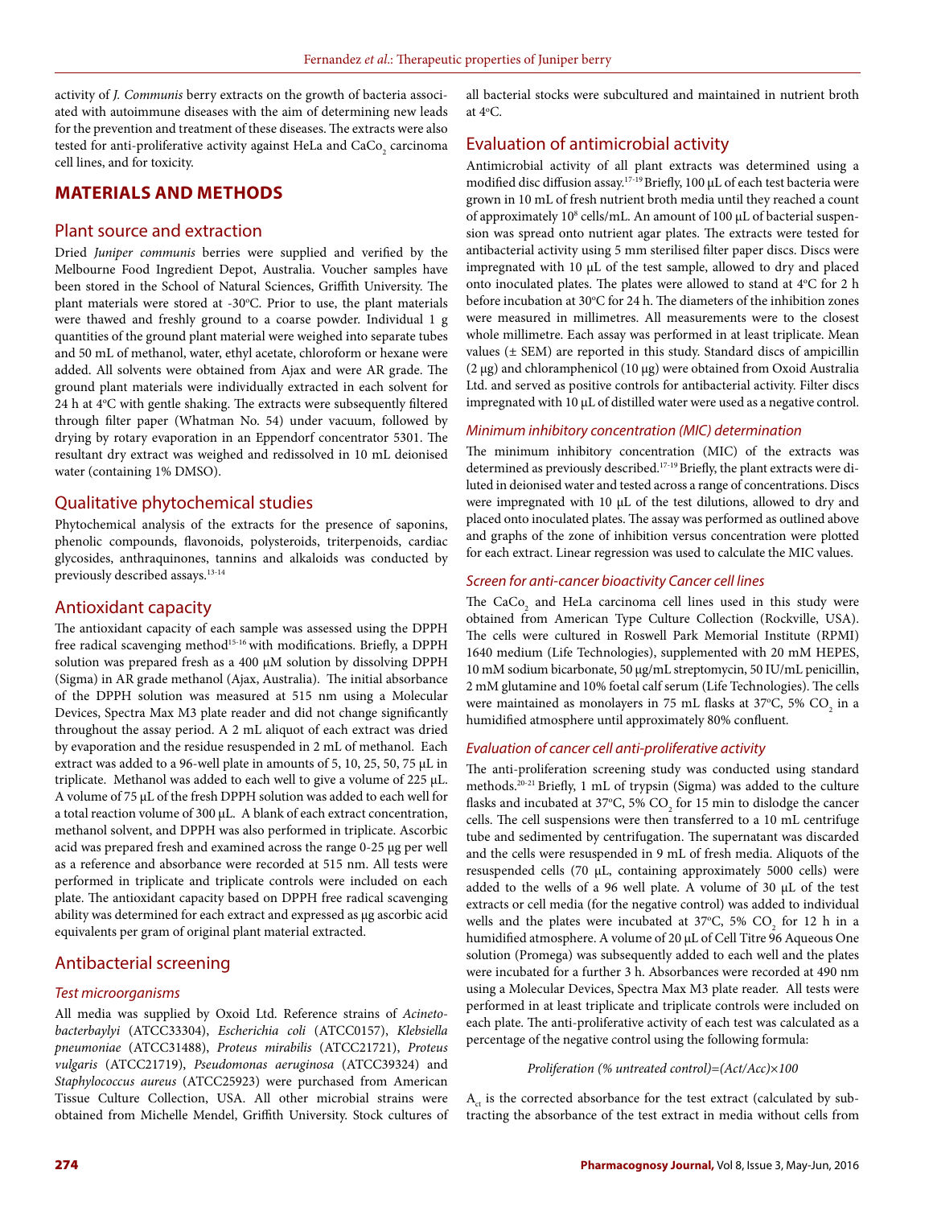activity of *J. Communis* berry extracts on the growth of bacteria associated with autoimmune diseases with the aim of determining new leads for the prevention and treatment of these diseases. The extracts were also tested for anti-proliferative activity against HeLa and $CaCo_2$ carcinoma cell lines, and for toxicity.

## MATERIALS AND METHODS

### Plant source and extraction

Dried *Juniper communis* berries were supplied and verified by the Melbourne Food Ingredient Depot, Australia. Voucher samples have been stored in the School of Natural Sciences, Griffith University. The plant materials were stored at -30°C. Prior to use, the plant materials were thawed and freshly ground to a coarse powder. Individual 1 g quantities of the ground plant material were weighed into separate tubes and 50 mL of methanol, water, ethyl acetate, chloroform or hexane were added. All solvents were obtained from Ajax and were AR grade. The ground plant materials were individually extracted in each solvent for 24 h at 4°C with gentle shaking. The extracts were subsequently filtered through filter paper (Whatman No. 54) under vacuum, followed by drying by rotary evaporation in an Eppendorf concentrator 5301. The resultant dry extract was weighed and redissolved in 10 mL deionised water (containing 1% DMSO).

### Qualitative phytochemical studies

Phytochemical analysis of the extracts for the presence of saponins, phenolic compounds, flavonoids, polysteroids, triterpenoids, cardiac glycosides, anthraquinones, tannins and alkaloids was conducted by previously described assays.[13-14]

### Antioxidant capacity

The antioxidant capacity of each sample was assessed using the DPPH free radical scavenging method[15-16] with modifications. Briefly, a DPPH solution was prepared fresh as a 400 µM solution by dissolving DPPH (Sigma) in AR grade methanol (Ajax, Australia). The initial absorbance of the DPPH solution was measured at 515 nm using a Molecular Devices, Spectra Max M3 plate reader and did not change significantly throughout the assay period. A 2 mL aliquot of each extract was dried by evaporation and the residue resuspended in 2 mL of methanol. Each extract was added to a 96-well plate in amounts of 5, 10, 25, 50, 75 µL in triplicate. Methanol was added to each well to give a volume of 225 µL. A volume of 75 µL of the fresh DPPH solution was added to each well for a total reaction volume of 300 µL. A blank of each extract concentration, methanol solvent, and DPPH was also performed in triplicate. Ascorbic acid was prepared fresh and examined across the range 0-25 µg per well as a reference and absorbance were recorded at 515 nm. All tests were performed in triplicate and triplicate controls were included on each plate. The antioxidant capacity based on DPPH free radical scavenging ability was determined for each extract and expressed as µg ascorbic acid equivalents per gram of original plant material extracted.

### Antibacterial screening

#### *Test microorganisms*

All media was supplied by Oxoid Ltd. Reference strains of *Acinetobacterbaylyi* (ATCC33304), *Escherichia coli* (ATCC0157), *Klebsiella pneumoniae* (ATCC31488), *Proteus mirabilis* (ATCC21721), *Proteus vulgaris* (ATCC21719), *Pseudomonas aeruginosa* (ATCC39324) and *Staphylococcus aureus* (ATCC25923) were purchased from American Tissue Culture Collection, USA. All other microbial strains were obtained from Michelle Mendel, Griffith University. Stock cultures of all bacterial stocks were subcultured and maintained in nutrient broth at 4°C.

### Evaluation of antimicrobial activity

Antimicrobial activity of all plant extracts was determined using a modified disc diffusion assay.[17-19] Briefly, 100 µL of each test bacteria were grown in 10 mL of fresh nutrient broth media until they reached a count of approximately $10^8$ cells/mL. An amount of 100 µL of bacterial suspension was spread onto nutrient agar plates. The extracts were tested for antibacterial activity using 5 mm sterilised filter paper discs. Discs were impregnated with 10 µL of the test sample, allowed to dry and placed onto inoculated plates. The plates were allowed to stand at 4°C for 2 h before incubation at 30°C for 24 h. The diameters of the inhibition zones were measured in millimetres. All measurements were to the closest whole millimetre. Each assay was performed in at least triplicate. Mean values (± SEM) are reported in this study. Standard discs of ampicillin (2 µg) and chloramphenicol (10 µg) were obtained from Oxoid Australia Ltd. and served as positive controls for antibacterial activity. Filter discs impregnated with 10 µL of distilled water were used as a negative control.

#### *Minimum inhibitory concentration (MIC) determination*

The minimum inhibitory concentration (MIC) of the extracts was determined as previously described.[17-19] Briefly, the plant extracts were diluted in deionised water and tested across a range of concentrations. Discs were impregnated with 10 µL of the test dilutions, allowed to dry and placed onto inoculated plates. The assay was performed as outlined above and graphs of the zone of inhibition versus concentration were plotted for each extract. Linear regression was used to calculate the MIC values.

#### *Screen for anti-cancer bioactivity Cancer cell lines*

The $CaCo_2$ and HeLa carcinoma cell lines used in this study were obtained from American Type Culture Collection (Rockville, USA). The cells were cultured in Roswell Park Memorial Institute (RPMI) 1640 medium (Life Technologies), supplemented with 20 mM HEPES, 10 mM sodium bicarbonate, 50 µg/mL streptomycin, 50 IU/mL penicillin, 2 mM glutamine and 10% foetal calf serum (Life Technologies). The cells were maintained as monolayers in 75 mL flasks at 37°C, 5% $CO_2$ in a humidified atmosphere until approximately 80% confluent.

#### *Evaluation of cancer cell anti-proliferative activity*

The anti-proliferation screening study was conducted using standard methods.[20-21] Briefly, 1 mL of trypsin (Sigma) was added to the culture flasks and incubated at 37°C, 5% $CO_2$ for 15 min to dislodge the cancer cells. The cell suspensions were then transferred to a 10 mL centrifuge tube and sedimented by centrifugation. The supernatant was discarded and the cells were resuspended in 9 mL of fresh media. Aliquots of the resuspended cells (70 µL, containing approximately 5000 cells) were added to the wells of a 96 well plate. A volume of 30 µL of the test extracts or cell media (for the negative control) was added to individual wells and the plates were incubated at 37°C, 5% $CO_2$ for 12 h in a humidified atmosphere. A volume of 20 µL of Cell Titre 96 Aqueous One solution (Promega) was subsequently added to each well and the plates were incubated for a further 3 h. Absorbances were recorded at 490 nm using a Molecular Devices, Spectra Max M3 plate reader. All tests were performed in at least triplicate and triplicate controls were included on each plate. The anti-proliferative activity of each test was calculated as a percentage of the negative control using the following formula:

$$\text{Proliferation (\% untreated control)} = (Act/Acc) \times 100$$

$A_{ct}$ is the corrected absorbance for the test extract (calculated by subtracting the absorbance of the test extract in media without cells from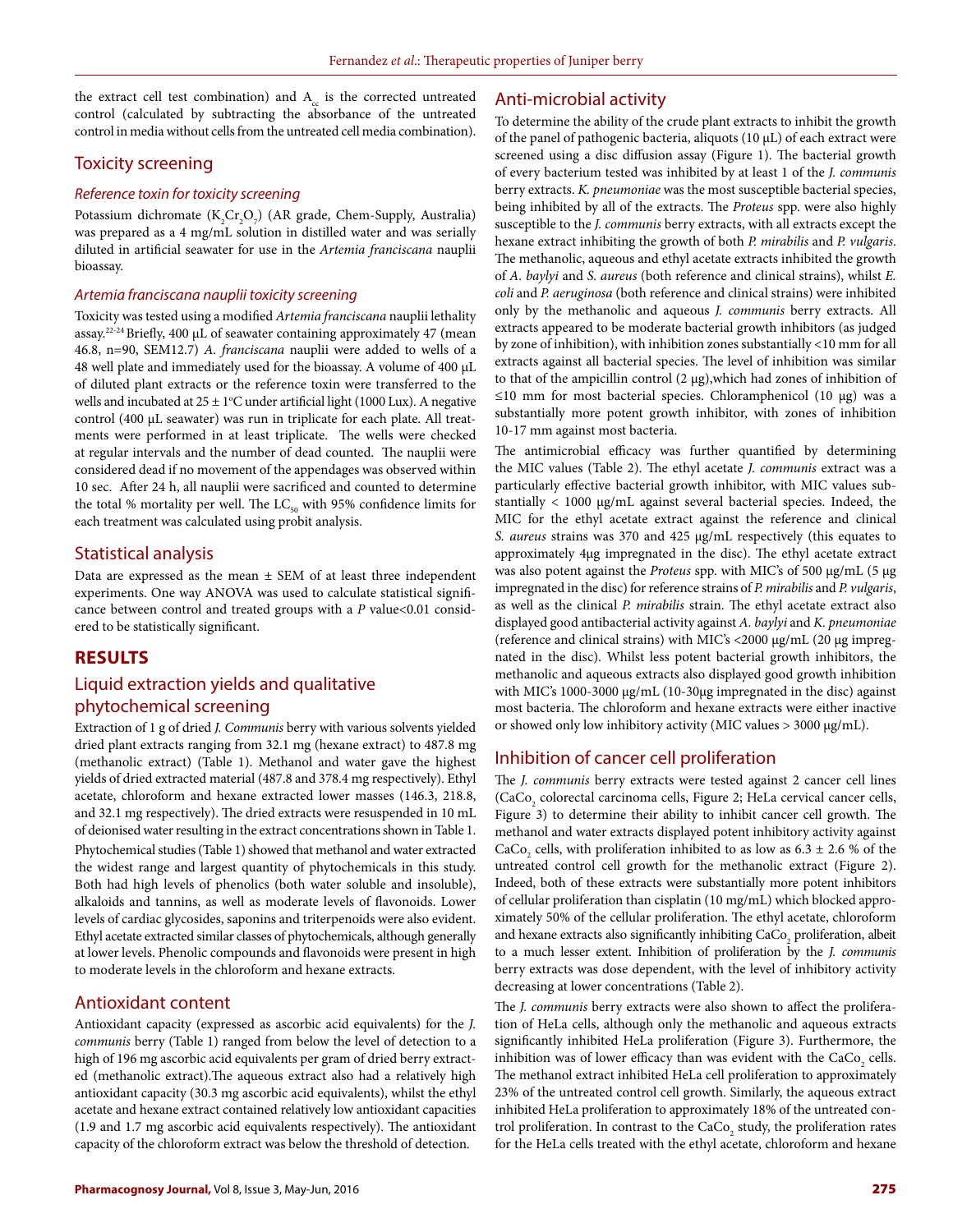the extract cell test combination) and $A_{cc}$ is the corrected untreated control (calculated by subtracting the absorbance of the untreated control in media without cells from the untreated cell media combination).

## Toxicity screening

### *Reference toxin for toxicity screening*

Potassium dichromate ($K_2Cr_2O_7$) (AR grade, Chem-Supply, Australia) was prepared as a 4 mg/mL solution in distilled water and was serially diluted in artificial seawater for use in the *Artemia franciscana* nauplii bioassay.

### *Artemia franciscana nauplii toxicity screening*

Toxicity was tested using a modified *Artemia franciscana* nauplii lethality assay.[22-24] Briefly, 400 µL of seawater containing approximately 47 (mean 46.8, n=90, SEM12.7) *A. franciscana* nauplii were added to wells of a 48 well plate and immediately used for the bioassay. A volume of 400 µL of diluted plant extracts or the reference toxin were transferred to the wells and incubated at 25 ± 1ºC under artificial light (1000 Lux). A negative control (400 µL seawater) was run in triplicate for each plate. All treatments were performed in at least triplicate. The wells were checked at regular intervals and the number of dead counted. The nauplii were considered dead if no movement of the appendages was observed within 10 sec. After 24 h, all nauplii were sacrificed and counted to determine the total % mortality per well. The $LC_{50}$ with 95% confidence limits for each treatment was calculated using probit analysis.

## Statistical analysis

Data are expressed as the mean ± SEM of at least three independent experiments. One way ANOVA was used to calculate statistical significance between control and treated groups with a *P* value<0.01 considered to be statistically significant.

# RESULTS

## Liquid extraction yields and qualitative phytochemical screening

Extraction of 1 g of dried *J. Communis* berry with various solvents yielded dried plant extracts ranging from 32.1 mg (hexane extract) to 487.8 mg (methanolic extract) (Table 1). Methanol and water gave the highest yields of dried extracted material (487.8 and 378.4 mg respectively). Ethyl acetate, chloroform and hexane extracted lower masses (146.3, 218.8, and 32.1 mg respectively). The dried extracts were resuspended in 10 mL of deionised water resulting in the extract concentrations shown in Table 1.

Phytochemical studies (Table 1) showed that methanol and water extracted the widest range and largest quantity of phytochemicals in this study. Both had high levels of phenolics (both water soluble and insoluble), alkaloids and tannins, as well as moderate levels of flavonoids. Lower levels of cardiac glycosides, saponins and triterpenoids were also evident. Ethyl acetate extracted similar classes of phytochemicals, although generally at lower levels. Phenolic compounds and flavonoids were present in high to moderate levels in the chloroform and hexane extracts.

## Antioxidant content

Antioxidant capacity (expressed as ascorbic acid equivalents) for the *J. communis* berry (Table 1) ranged from below the level of detection to a high of 196 mg ascorbic acid equivalents per gram of dried berry extracted (methanolic extract).The aqueous extract also had a relatively high antioxidant capacity (30.3 mg ascorbic acid equivalents), whilst the ethyl acetate and hexane extract contained relatively low antioxidant capacities (1.9 and 1.7 mg ascorbic acid equivalents respectively). The antioxidant capacity of the chloroform extract was below the threshold of detection.

## Anti-microbial activity

To determine the ability of the crude plant extracts to inhibit the growth of the panel of pathogenic bacteria, aliquots (10 µL) of each extract were screened using a disc diffusion assay (Figure 1). The bacterial growth of every bacterium tested was inhibited by at least 1 of the *J. communis* berry extracts. *K. pneumoniae* was the most susceptible bacterial species, being inhibited by all of the extracts. The *Proteus* spp. were also highly susceptible to the *J. communis* berry extracts, with all extracts except the hexane extract inhibiting the growth of both *P. mirabilis* and *P. vulgaris*. The methanolic, aqueous and ethyl acetate extracts inhibited the growth of *A. baylyi* and *S. aureus* (both reference and clinical strains), whilst *E. coli* and *P. aeruginosa* (both reference and clinical strains) were inhibited only by the methanolic and aqueous *J. communis* berry extracts. All extracts appeared to be moderate bacterial growth inhibitors (as judged by zone of inhibition), with inhibition zones substantially <10 mm for all extracts against all bacterial species. The level of inhibition was similar to that of the ampicillin control (2 µg),which had zones of inhibition of ≤10 mm for most bacterial species. Chloramphenicol (10 µg) was a substantially more potent growth inhibitor, with zones of inhibition 10-17 mm against most bacteria.

The antimicrobial efficacy was further quantified by determining the MIC values (Table 2). The ethyl acetate *J. communis* extract was a particularly effective bacterial growth inhibitor, with MIC values substantially < 1000 µg/mL against several bacterial species. Indeed, the MIC for the ethyl acetate extract against the reference and clinical *S. aureus* strains was 370 and 425 µg/mL respectively (this equates to approximately 4µg impregnated in the disc). The ethyl acetate extract was also potent against the *Proteus* spp. with MIC's of 500 µg/mL (5 µg impregnated in the disc) for reference strains of *P. mirabilis* and *P. vulgaris*, as well as the clinical *P. mirabilis* strain. The ethyl acetate extract also displayed good antibacterial activity against *A. baylyi* and *K. pneumoniae* (reference and clinical strains) with MIC's <2000 µg/mL (20 µg impregnated in the disc). Whilst less potent bacterial growth inhibitors, the methanolic and aqueous extracts also displayed good growth inhibition with MIC's 1000-3000 µg/mL (10-30µg impregnated in the disc) against most bacteria. The chloroform and hexane extracts were either inactive or showed only low inhibitory activity (MIC values > 3000 µg/mL).

## Inhibition of cancer cell proliferation

The *J. communis* berry extracts were tested against 2 cancer cell lines ($CaCo_2$ colorectal carcinoma cells, Figure 2; HeLa cervical cancer cells, Figure 3) to determine their ability to inhibit cancer cell growth. The methanol and water extracts displayed potent inhibitory activity against $CaCo_2$ cells, with proliferation inhibited to as low as 6.3 ± 2.6 % of the untreated control cell growth for the methanolic extract (Figure 2). Indeed, both of these extracts were substantially more potent inhibitors of cellular proliferation than cisplatin (10 mg/mL) which blocked approximately 50% of the cellular proliferation. The ethyl acetate, chloroform and hexane extracts also significantly inhibiting $CaCo_2$ proliferation, albeit to a much lesser extent. Inhibition of proliferation by the *J. communis* berry extracts was dose dependent, with the level of inhibitory activity decreasing at lower concentrations (Table 2).

The *J. communis* berry extracts were also shown to affect the proliferation of HeLa cells, although only the methanolic and aqueous extracts significantly inhibited HeLa proliferation (Figure 3). Furthermore, the inhibition was of lower efficacy than was evident with the $CaCo_2$ cells. The methanol extract inhibited HeLa cell proliferation to approximately 23% of the untreated control cell growth. Similarly, the aqueous extract inhibited HeLa proliferation to approximately 18% of the untreated control proliferation. In contrast to the $CaCo_2$ study, the proliferation rates for the HeLa cells treated with the ethyl acetate, chloroform and hexane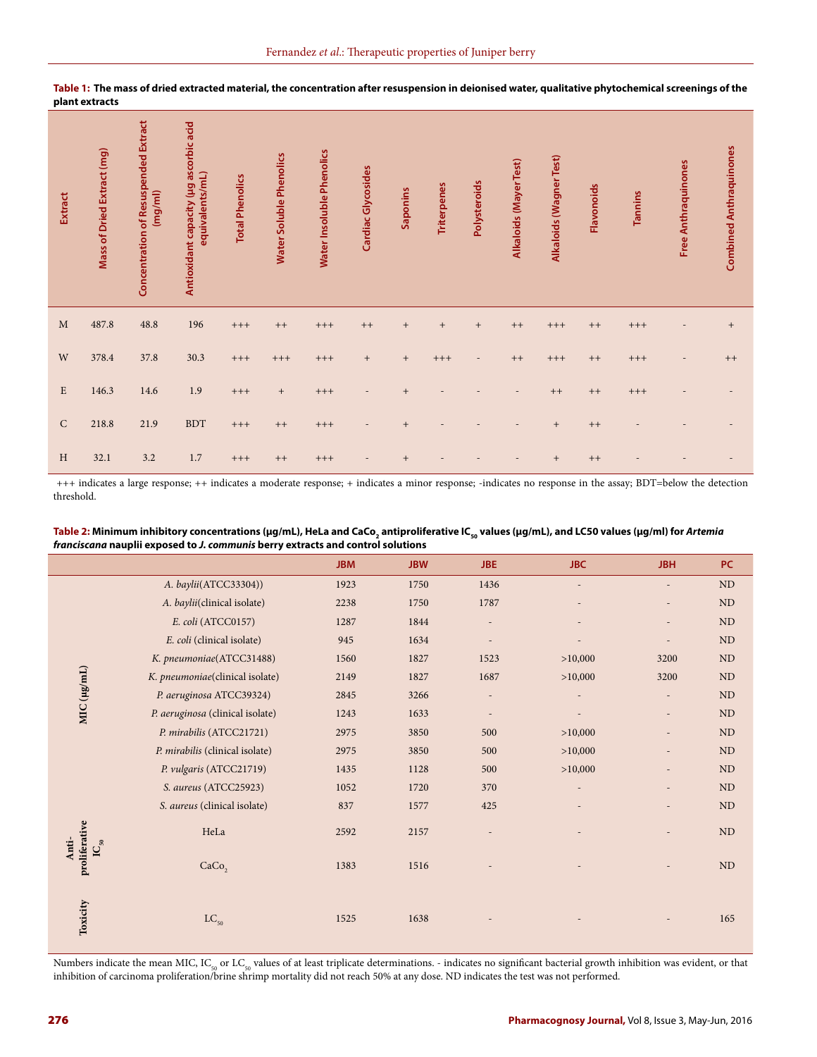**Table 1: The mass of dried extracted material, the concentration after resuspension in deionised water, qualitative phytochemical screenings of the plant extracts**

| Extract | Mass of Dried Extract (mg) | Concentration of Resuspended Extract (mg/ml) | Antioxidant capacity (µg ascorbic acid equivalents/mL) | Total Phenolics | Water Soluble Phenolics | Water Insoluble Phenolics | Cardiac Glycosides | Saponins | Triterpenes | Polysteroids | Alkaloids (Mayer Test) | Alkaloids (Wagner Test) | Flavonoids | Tannins | Free Anthraquinones | Combined Anthraquinones |
|---|---|---|---|---|---|---|---|---|---|---|---|---|---|---|---|---|
| M | 487.8 | 48.8 | 196 | +++ | ++ | +++ | ++ | + | + | + | ++ | +++ | ++ | +++ | - | + |
| W | 378.4 | 37.8 | 30.3 | +++ | +++ | +++ | + | + | +++ | - | ++ | +++ | ++ | +++ | - | ++ |
| E | 146.3 | 14.6 | 1.9 | +++ | + | +++ | - | + | - | - | - | ++ | ++ | +++ | - | - |
| C | 218.8 | 21.9 | BDT | +++ | ++ | +++ | - | + | - | - | - | + | ++ | - | - | - |
| H | 32.1 | 3.2 | 1.7 | +++ | ++ | +++ | - | + | - | - | - | + | ++ | - | - | - |

+++ indicates a large response; ++ indicates a moderate response; + indicates a minor response; -indicates no response in the assay; BDT=below the detection threshold.

**Table 2: Minimum inhibitory concentrations (µg/mL), HeLa and CaCo$_2$ antiproliferative IC$_{50}$ values (µg/mL), and LC50 values (µg/ml) for *Artemia franciscana* nauplii exposed to *J. communis* berry extracts and control solutions**

| | | JBM | JBW | JBE | JBC | JBH | PC |
|---|---|---|---|---|---|---|---|
| MIC (µg/mL) | *A. baylii*(ATCC33304)) | 1923 | 1750 | 1436 | - | - | ND |
| | *A. baylii*(clinical isolate) | 2238 | 1750 | 1787 | - | - | ND |
| | *E. coli* (ATCC0157) | 1287 | 1844 | - | - | - | ND |
| | *E. coli* (clinical isolate) | 945 | 1634 | - | - | - | ND |
| | *K. pneumoniae*(ATCC31488) | 1560 | 1827 | 1523 | >10,000 | 3200 | ND |
| | *K. pneumoniae*(clinical isolate) | 2149 | 1827 | 1687 | >10,000 | 3200 | ND |
| | *P. aeruginosa* ATCC39324) | 2845 | 3266 | - | - | - | ND |
| | *P. aeruginosa* (clinical isolate) | 1243 | 1633 | - | - | - | ND |
| | *P. mirabilis* (ATCC21721) | 2975 | 3850 | 500 | >10,000 | - | ND |
| | *P. mirabilis* (clinical isolate) | 2975 | 3850 | 500 | >10,000 | - | ND |
| | *P. vulgaris* (ATCC21719) | 1435 | 1128 | 500 | >10,000 | - | ND |
| | *S. aureus* (ATCC25923) | 1052 | 1720 | 370 | - | - | ND |
| | *S. aureus* (clinical isolate) | 837 | 1577 | 425 | - | - | ND |
| Anti-proliferative IC$_{50}$ | HeLa | 2592 | 2157 | - | - | - | ND |
| | CaCo$_2$ | 1383 | 1516 | - | - | - | ND |
| Toxicity | LC$_{50}$ | 1525 | 1638 | - | - | - | 165 |

Numbers indicate the mean MIC, IC$_{50}$ or LC$_{50}$ values of at least triplicate determinations. - indicates no significant bacterial growth inhibition was evident, or that inhibition of carcinoma proliferation/brine shrimp mortality did not reach 50% at any dose. ND indicates the test was not performed.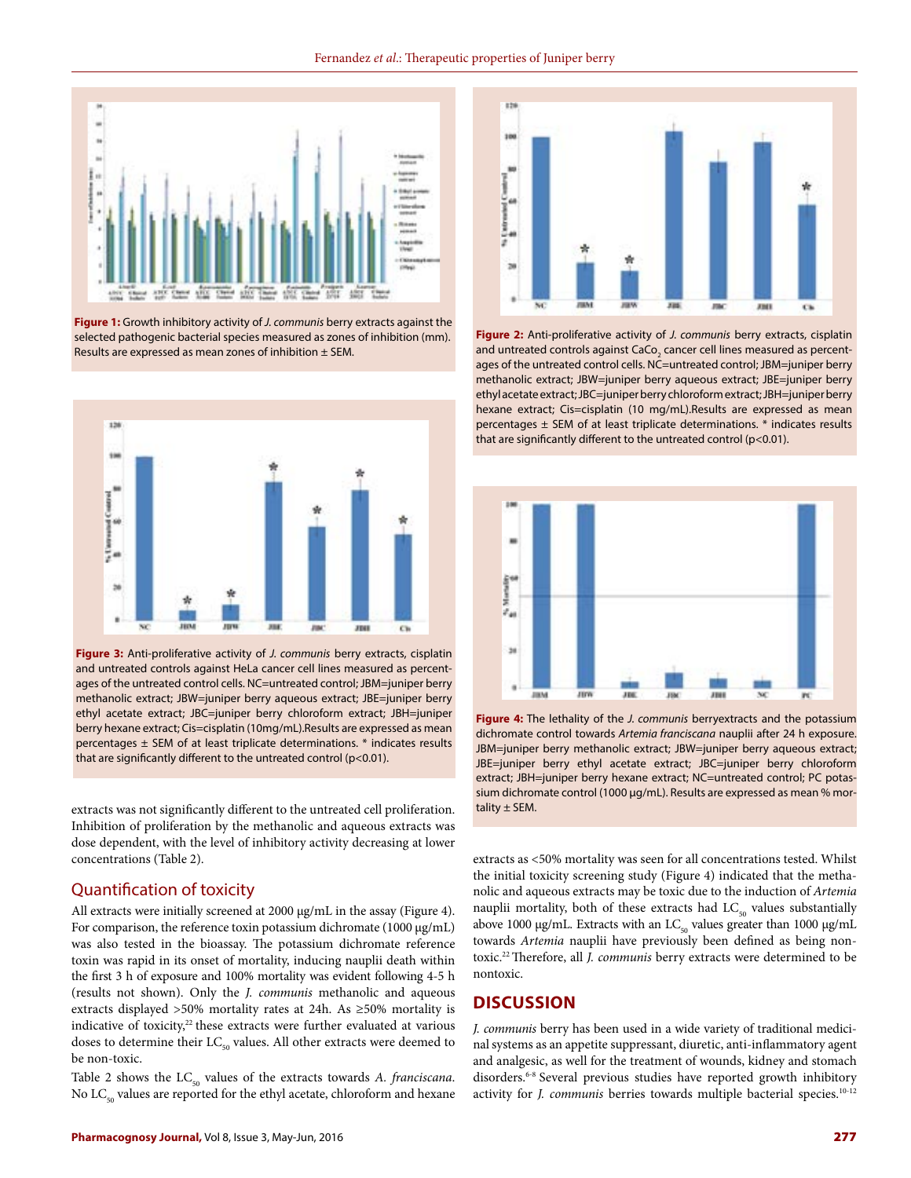**Figure 1:** Growth inhibitory activity of *J. communis* berry extracts against the selected pathogenic bacterial species measured as zones of inhibition (mm). Results are expressed as mean zones of inhibition ± SEM.

**Figure 2:** Anti-proliferative activity of *J. communis* berry extracts, cisplatin and untreated controls against $CaCo_2$ cancer cell lines measured as percentages of the untreated control cells. NC=untreated control; JBM=juniper berry methanolic extract; JBW=juniper berry aqueous extract; JBE=juniper berry ethyl acetate extract; JBC=juniper berry chloroform extract; JBH=juniper berry hexane extract; Cis=cisplatin (10 mg/mL).Results are expressed as mean percentages ± SEM of at least triplicate determinations. * indicates results that are significantly different to the untreated control (p<0.01).

**Figure 3:** Anti-proliferative activity of *J. communis* berry extracts, cisplatin and untreated controls against HeLa cancer cell lines measured as percentages of the untreated control cells. NC=untreated control; JBM=juniper berry methanolic extract; JBW=juniper berry aqueous extract; JBE=juniper berry ethyl acetate extract; JBC=juniper berry chloroform extract; JBH=juniper berry hexane extract; Cis=cisplatin (10mg/mL).Results are expressed as mean percentages ± SEM of at least triplicate determinations. * indicates results that are significantly different to the untreated control (p<0.01).

**Figure 4:** The lethality of the *J. communis* berryextracts and the potassium dichromate control towards *Artemia franciscana* nauplii after 24 h exposure. JBM=juniper berry methanolic extract; JBW=juniper berry aqueous extract; JBE=juniper berry ethyl acetate extract; JBC=juniper berry chloroform extract; JBH=juniper berry hexane extract; NC=untreated control; PC potassium dichromate control (1000 µg/mL). Results are expressed as mean % mortality ± SEM.

extracts was not significantly different to the untreated cell proliferation. Inhibition of proliferation by the methanolic and aqueous extracts was dose dependent, with the level of inhibitory activity decreasing at lower concentrations (Table 2).

## Quantification of toxicity

All extracts were initially screened at 2000 µg/mL in the assay (Figure 4). For comparison, the reference toxin potassium dichromate (1000 µg/mL) was also tested in the bioassay. The potassium dichromate reference toxin was rapid in its onset of mortality, inducing nauplii death within the first 3 h of exposure and 100% mortality was evident following 4-5 h (results not shown). Only the *J. communis* methanolic and aqueous extracts displayed >50% mortality rates at 24h. As ≥50% mortality is indicative of toxicity,[22] these extracts were further evaluated at various doses to determine their $LC_{50}$ values. All other extracts were deemed to be non-toxic.

Table 2 shows the $LC_{50}$ values of the extracts towards *A. franciscana*. No $LC_{50}$ values are reported for the ethyl acetate, chloroform and hexane extracts as <50% mortality was seen for all concentrations tested. Whilst the initial toxicity screening study (Figure 4) indicated that the methanolic and aqueous extracts may be toxic due to the induction of *Artemia* nauplii mortality, both of these extracts had $LC_{50}$ values substantially above 1000 µg/mL. Extracts with an $LC_{50}$ values greater than 1000 µg/mL towards *Artemia* nauplii have previously been defined as being nontoxic.[22] Therefore, all *J. communis* berry extracts were determined to be nontoxic.

## DISCUSSION

*J. communis* berry has been used in a wide variety of traditional medicinal systems as an appetite suppressant, diuretic, anti-inflammatory agent and analgesic, as well for the treatment of wounds, kidney and stomach disorders.[6-8] Several previous studies have reported growth inhibitory activity for *J. communis* berries towards multiple bacterial species.[10-12]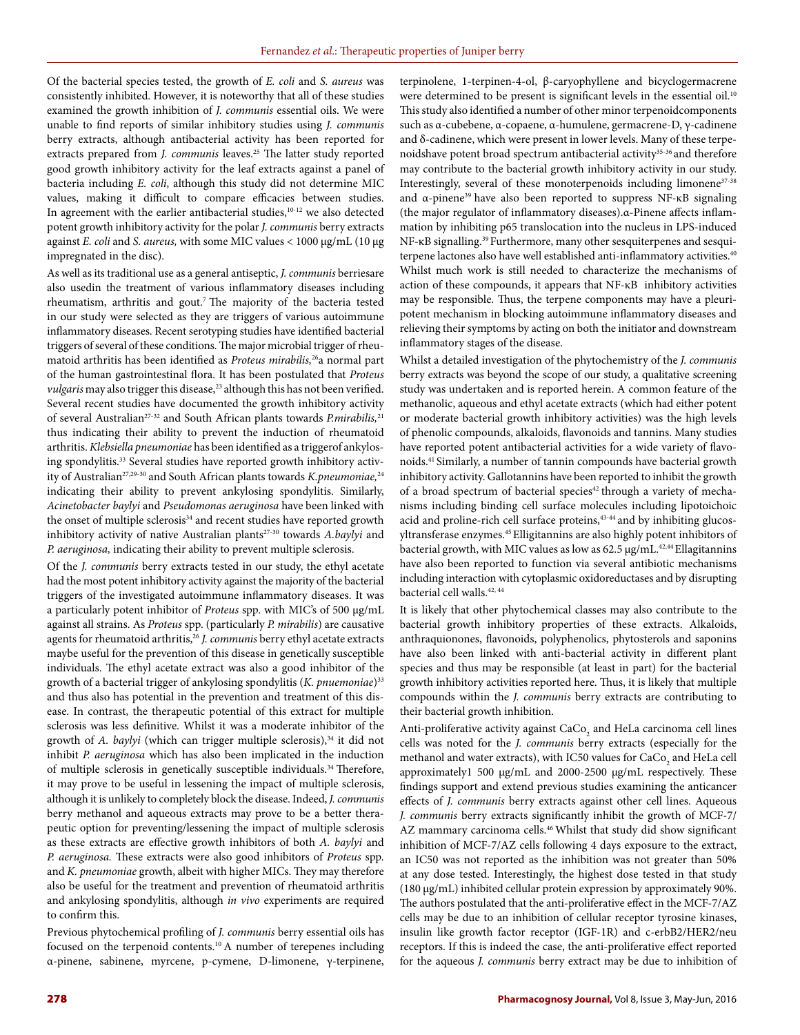Of the bacterial species tested, the growth of *E. coli* and *S. aureus* was consistently inhibited. However, it is noteworthy that all of these studies examined the growth inhibition of *J. communis* essential oils. We were unable to find reports of similar inhibitory studies using *J. communis* berry extracts, although antibacterial activity has been reported for extracts prepared from *J. communis* leaves.[25] The latter study reported good growth inhibitory activity for the leaf extracts against a panel of bacteria including *E. coli*, although this study did not determine MIC values, making it difficult to compare efficacies between studies. In agreement with the earlier antibacterial studies,[10-12] we also detected potent growth inhibitory activity for the polar *J. communis* berry extracts against *E. coli* and *S. aureus,* with some MIC values < 1000 µg/mL (10 µg impregnated in the disc).

As well as its traditional use as a general antiseptic, *J. communis* berriesare also usedin the treatment of various inflammatory diseases including rheumatism, arthritis and gout.[7] The majority of the bacteria tested in our study were selected as they are triggers of various autoimmune inflammatory diseases. Recent serotyping studies have identified bacterial triggers of several of these conditions. The major microbial trigger of rheumatoid arthritis has been identified as *Proteus mirabilis,*[26]a normal part of the human gastrointestinal flora. It has been postulated that *Proteus vulgaris* may also trigger this disease,[23] although this has not been verified. Several recent studies have documented the growth inhibitory activity of several Australian[27-32] and South African plants towards *P.mirabilis,*[21] thus indicating their ability to prevent the induction of rheumatoid arthritis. *Klebsiella pneumoniae* has been identified as a triggerof ankylosing spondylitis.[33] Several studies have reported growth inhibitory activity of Australian[27,29-30] and South African plants towards *K.pneumoniae,*[24] indicating their ability to prevent ankylosing spondylitis. Similarly, *Acinetobacter baylyi* and *Pseudomonas aeruginosa* have been linked with the onset of multiple sclerosis[34] and recent studies have reported growth inhibitory activity of native Australian plants[27-30] towards *A.baylyi* and *P. aeruginosa,* indicating their ability to prevent multiple sclerosis.

Of the *J. communis* berry extracts tested in our study, the ethyl acetate had the most potent inhibitory activity against the majority of the bacterial triggers of the investigated autoimmune inflammatory diseases. It was a particularly potent inhibitor of *Proteus* spp. with MIC's of 500 µg/mL against all strains. As *Proteus* spp. (particularly *P. mirabilis*) are causative agents for rheumatoid arthritis,[26] *J. communis* berry ethyl acetate extracts maybe useful for the prevention of this disease in genetically susceptible individuals. The ethyl acetate extract was also a good inhibitor of the growth of a bacterial trigger of ankylosing spondylitis (*K. pnuemoniae*)[33] and thus also has potential in the prevention and treatment of this disease. In contrast, the therapeutic potential of this extract for multiple sclerosis was less definitive. Whilst it was a moderate inhibitor of the growth of *A. baylyi* (which can trigger multiple sclerosis),[34] it did not inhibit *P. aeruginosa* which has also been implicated in the induction of multiple sclerosis in genetically susceptible individuals.[34] Therefore, it may prove to be useful in lessening the impact of multiple sclerosis, although it is unlikely to completely block the disease. Indeed, *J. communis* berry methanol and aqueous extracts may prove to be a better therapeutic option for preventing/lessening the impact of multiple sclerosis as these extracts are effective growth inhibitors of both *A. baylyi* and *P. aeruginosa.* These extracts were also good inhibitors of *Proteus* spp. and *K. pneumoniae* growth, albeit with higher MICs. They may therefore also be useful for the treatment and prevention of rheumatoid arthritis and ankylosing spondylitis, although *in vivo* experiments are required to confirm this.

Previous phytochemical profiling of *J. communis* berry essential oils has focused on the terpenoid contents.[10] A number of terepenes including α-pinene, sabinene, myrcene, p-cymene, D-limonene, γ-terpinene, terpinolene, 1-terpinen-4-ol, β-caryophyllene and bicyclogermacrene were determined to be present is significant levels in the essential oil.[10] This study also identified a number of other minor terpenoidcomponents such as α-cubebene, α-copaene, α-humulene, germacrene-D, γ-cadinene and δ-cadinene, which were present in lower levels. Many of these terpenoidshave potent broad spectrum antibacterial activity[35-36] and therefore may contribute to the bacterial growth inhibitory activity in our study. Interestingly, several of these monoterpenoids including limonene[37-38] and α-pinene[39] have also been reported to suppress NF-κB signaling (the major regulator of inflammatory diseases).α-Pinene affects inflammation by inhibiting p65 translocation into the nucleus in LPS-induced NF-κB signalling.[39] Furthermore, many other sesquiterpenes and sesquiterpene lactones also have well established anti-inflammatory activities.[40] Whilst much work is still needed to characterize the mechanisms of action of these compounds, it appears that NF-κB inhibitory activities may be responsible. Thus, the terpene components may have a pleuripotent mechanism in blocking autoimmune inflammatory diseases and relieving their symptoms by acting on both the initiator and downstream inflammatory stages of the disease.

Whilst a detailed investigation of the phytochemistry of the *J. communis* berry extracts was beyond the scope of our study, a qualitative screening study was undertaken and is reported herein. A common feature of the methanolic, aqueous and ethyl acetate extracts (which had either potent or moderate bacterial growth inhibitory activities) was the high levels of phenolic compounds, alkaloids, flavonoids and tannins. Many studies have reported potent antibacterial activities for a wide variety of flavonoids.[41] Similarly, a number of tannin compounds have bacterial growth inhibitory activity. Gallotannins have been reported to inhibit the growth of a broad spectrum of bacterial species[42] through a variety of mechanisms including binding cell surface molecules including lipotoichoic acid and proline-rich cell surface proteins,[43-44] and by inhibiting glucosyltransferase enzymes.[45] Elligitannins are also highly potent inhibitors of bacterial growth, with MIC values as low as 62.5 µg/mL.[42,44] Ellagitannins have also been reported to function via several antibiotic mechanisms including interaction with cytoplasmic oxidoreductases and by disrupting bacterial cell walls.[42, 44]

It is likely that other phytochemical classes may also contribute to the bacterial growth inhibitory properties of these extracts. Alkaloids, anthraquionones, flavonoids, polyphenolics, phytosterols and saponins have also been linked with anti-bacterial activity in different plant species and thus may be responsible (at least in part) for the bacterial growth inhibitory activities reported here. Thus, it is likely that multiple compounds within the *J. communis* berry extracts are contributing to their bacterial growth inhibition.

Anti-proliferative activity against $CaCo_2$ and HeLa carcinoma cell lines cells was noted for the *J. communis* berry extracts (especially for the methanol and water extracts), with IC50 values for $CaCo_2$ and HeLa cell approximately1 500 µg/mL and 2000-2500 µg/mL respectively. These findings support and extend previous studies examining the anticancer effects of *J. communis* berry extracts against other cell lines. Aqueous *J. communis* berry extracts significantly inhibit the growth of MCF-7/AZ mammary carcinoma cells.[46] Whilst that study did show significant inhibition of MCF-7/AZ cells following 4 days exposure to the extract, an IC50 was not reported as the inhibition was not greater than 50% at any dose tested. Interestingly, the highest dose tested in that study (180 µg/mL) inhibited cellular protein expression by approximately 90%. The authors postulated that the anti-proliferative effect in the MCF-7/AZ cells may be due to an inhibition of cellular receptor tyrosine kinases, insulin like growth factor receptor (IGF-1R) and c-erbB2/HER2/neu receptors. If this is indeed the case, the anti-proliferative effect reported for the aqueous *J. communis* berry extract may be due to inhibition of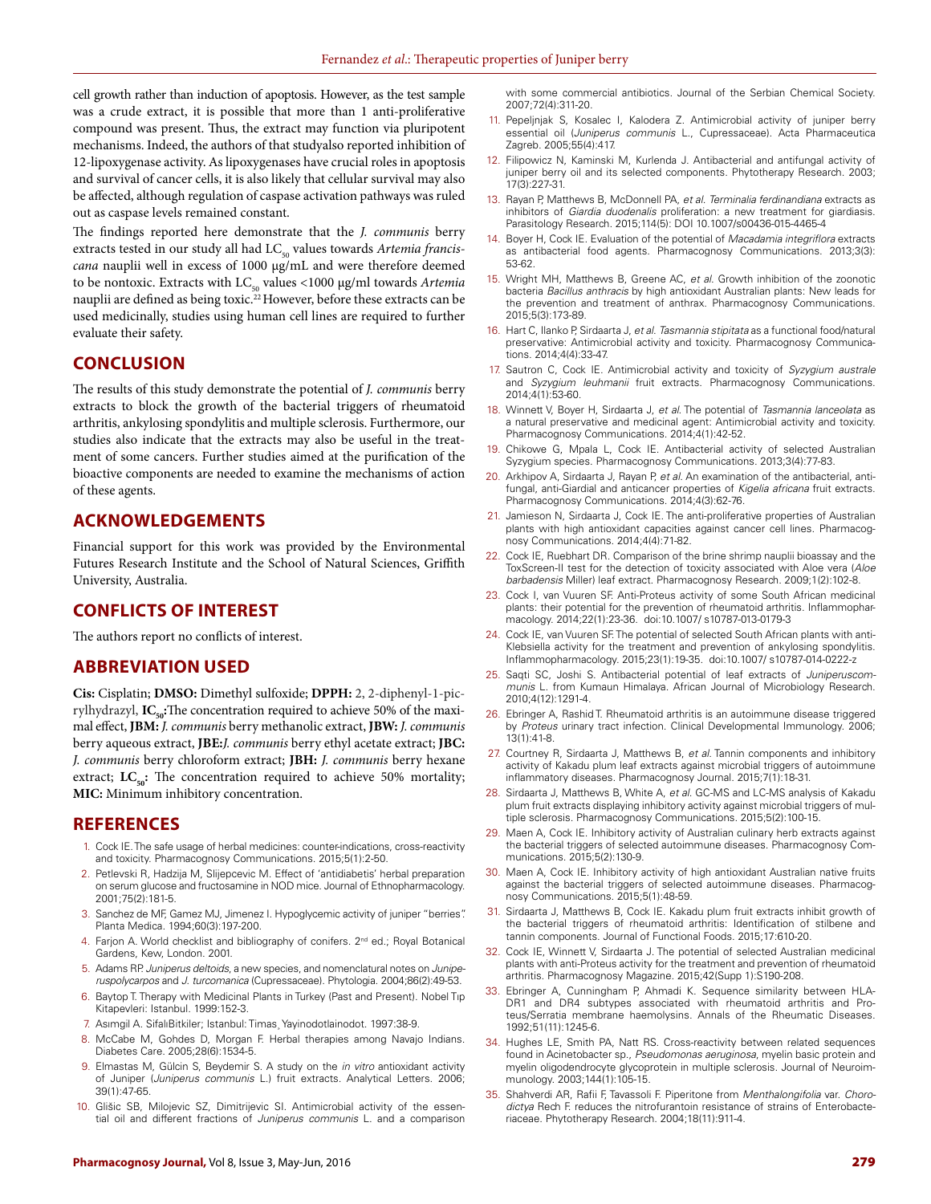cell growth rather than induction of apoptosis. However, as the test sample was a crude extract, it is possible that more than 1 anti-proliferative compound was present. Thus, the extract may function via pluripotent mechanisms. Indeed, the authors of that studyalso reported inhibition of 12-lipoxygenase activity. As lipoxygenases have crucial roles in apoptosis and survival of cancer cells, it is also likely that cellular survival may also be affected, although regulation of caspase activation pathways was ruled out as caspase levels remained constant.

The findings reported here demonstrate that the *J. communis* berry extracts tested in our study all had $LC_{50}$ values towards *Artemia franciscana* nauplii well in excess of 1000 μg/mL and were therefore deemed to be nontoxic. Extracts with $LC_{50}$ values <1000 μg/ml towards *Artemia* nauplii are defined as being toxic.[22] However, before these extracts can be used medicinally, studies using human cell lines are required to further evaluate their safety.

## CONCLUSION

The results of this study demonstrate the potential of *J. communis* berry extracts to block the growth of the bacterial triggers of rheumatoid arthritis, ankylosing spondylitis and multiple sclerosis. Furthermore, our studies also indicate that the extracts may also be useful in the treatment of some cancers. Further studies aimed at the purification of the bioactive components are needed to examine the mechanisms of action of these agents.

## ACKNOWLEDGEMENTS

Financial support for this work was provided by the Environmental Futures Research Institute and the School of Natural Sciences, Griffith University, Australia.

## CONFLICTS OF INTEREST

The authors report no conflicts of interest.

## ABBREVIATION USED

**Cis:** Cisplatin; **DMSO:** Dimethyl sulfoxide; **DPPH:** 2, 2-diphenyl-1-picrylhydrazyl, **$IC_{50}$:**The concentration required to achieve 50% of the maximal effect, **JBM:** *J. communis* berry methanolic extract, **JBW:** *J. communis* berry aqueous extract, **JBE:***J. communis* berry ethyl acetate extract; **JBC:** *J. communis* berry chloroform extract; **JBH:** *J. communis* berry hexane extract; **$LC_{50}$:** The concentration required to achieve 50% mortality; **MIC:** Minimum inhibitory concentration.

## REFERENCES

1. Cock IE. The safe usage of herbal medicines: counter-indications, cross-reactivity and toxicity. Pharmacognosy Communications. 2015;5(1):2-50.
2. Petlevski R, Hadzija M, Slijepcevic M. Effect of 'antidiabetis' herbal preparation on serum glucose and fructosamine in NOD mice. Journal of Ethnopharmacology. 2001;75(2):181-5.
3. Sanchez de MF, Gamez MJ, Jimenez I. Hypoglycemic activity of juniper "berries". Planta Medica. 1994;60(3):197-200.
4. Farjon A. World checklist and bibliography of conifers. 2nd ed.; Royal Botanical Gardens, Kew, London. 2001.
5. Adams RP. *Juniperus deltoids*, a new species, and nomenclatural notes on *Juniperuspolycarpos* and *J. turcomanica* (Cupressaceae). Phytologia. 2004;86(2):49-53.
6. Baytop T. Therapy with Medicinal Plants in Turkey (Past and Present). Nobel Tıp Kitapevleri: Istanbul. 1999:152-3.
7. Asımgil A. SifalıBitkiler; Istanbul: Timas¸ Yayinodotlainodot. 1997:38-9.
8. McCabe M, Gohdes D, Morgan F. Herbal therapies among Navajo Indians. Diabetes Care. 2005;28(6):1534-5.
9. Elmastas M, Gülcin S, Beydemir S. A study on the *in vitro* antioxidant activity of Juniper (*Juniperus communis* L.) fruit extracts. Analytical Letters. 2006; 39(1):47-65.
10. Glišic SB, Milojevic SZ, Dimitrijevic SI. Antimicrobial activity of the essential oil and different fractions of *Juniperus communis* L. and a comparison with some commercial antibiotics. Journal of the Serbian Chemical Society. 2007;72(4):311-20.
11. Pepeljnjak S, Kosalec I, Kalodera Z. Antimicrobial activity of juniper berry essential oil (*Juniperus communis* L., Cupressaceae). Acta Pharmaceutica Zagreb. 2005;55(4):417.
12. Filipowicz N, Kaminski M, Kurlenda J. Antibacterial and antifungal activity of juniper berry oil and its selected components. Phytotherapy Research. 2003; 17(3):227-31.
13. Rayan P, Matthews B, McDonnell PA, *et al. Terminalia ferdinandiana* extracts as inhibitors of *Giardia duodenalis* proliferation: a new treatment for giardiasis. Parasitology Research. 2015;114(5): DOI 10.1007/s00436-015-4465-4
14. Boyer H, Cock IE. Evaluation of the potential of *Macadamia integriflora* extracts as antibacterial food agents. Pharmacognosy Communications. 2013;3(3): 53-62.
15. Wright MH, Matthews B, Greene AC, *et al.* Growth inhibition of the zoonotic bacteria *Bacillus anthracis* by high antioxidant Australian plants: New leads for the prevention and treatment of anthrax. Pharmacognosy Communications. 2015;5(3):173-89.
16. Hart C, Ilanko P, Sirdaarta J, *et al. Tasmannia stipitata* as a functional food/natural preservative: Antimicrobial activity and toxicity. Pharmacognosy Communications. 2014;4(4):33-47.
17. Sautron C, Cock IE. Antimicrobial activity and toxicity of *Syzygium australe* and *Syzygium leuhmanii* fruit extracts. Pharmacognosy Communications. 2014;4(1):53-60.
18. Winnett V, Boyer H, Sirdaarta J, *et al.* The potential of *Tasmannia lanceolata* as a natural preservative and medicinal agent: Antimicrobial activity and toxicity. Pharmacognosy Communications. 2014;4(1):42-52.
19. Chikowe G, Mpala L, Cock IE. Antibacterial activity of selected Australian Syzygium species. Pharmacognosy Communications. 2013;3(4):77-83.
20. Arkhipov A, Sirdaarta J, Rayan P, *et al.* An examination of the antibacterial, antifungal, anti-Giardial and anticancer properties of *Kigelia africana* fruit extracts. Pharmacognosy Communications. 2014;4(3):62-76.
21. Jamieson N, Sirdaarta J, Cock IE. The anti-proliferative properties of Australian plants with high antioxidant capacities against cancer cell lines. Pharmacognosy Communications. 2014;4(4):71-82.
22. Cock IE, Ruebhart DR. Comparison of the brine shrimp nauplii bioassay and the ToxScreen-II test for the detection of toxicity associated with Aloe vera (*Aloe barbadensis* Miller) leaf extract. Pharmacognosy Research. 2009;1(2):102-8.
23. Cock I, van Vuuren SF. Anti-Proteus activity of some South African medicinal plants: their potential for the prevention of rheumatoid arthritis. Inflammopharmacology. 2014;22(1):23-36. doi:10.1007/ s10787-013-0179-3
24. Cock IE, van Vuuren SF. The potential of selected South African plants with anti-Klebsiella activity for the treatment and prevention of ankylosing spondylitis. Inflammopharmacology. 2015;23(1):19-35. doi:10.1007/ s10787-014-0222-z
25. Saqti SC, Joshi S. Antibacterial potential of leaf extracts of *Juniperuscommunis* L. from Kumaun Himalaya. African Journal of Microbiology Research. 2010;4(12):1291-4.
26. Ebringer A, Rashid T. Rheumatoid arthritis is an autoimmune disease triggered by *Proteus* urinary tract infection. Clinical Developmental Immunology. 2006; 13(1):41-8.
27. Courtney R, Sirdaarta J, Matthews B, *et al.* Tannin components and inhibitory activity of Kakadu plum leaf extracts against microbial triggers of autoimmune inflammatory diseases. Pharmacognosy Journal. 2015;7(1):18-31.
28. Sirdaarta J, Matthews B, White A, *et al.* GC-MS and LC-MS analysis of Kakadu plum fruit extracts displaying inhibitory activity against microbial triggers of multiple sclerosis. Pharmacognosy Communications. 2015;5(2):100-15.
29. Maen A, Cock IE. Inhibitory activity of Australian culinary herb extracts against the bacterial triggers of selected autoimmune diseases. Pharmacognosy Communications. 2015;5(2):130-9.
30. Maen A, Cock IE. Inhibitory activity of high antioxidant Australian native fruits against the bacterial triggers of selected autoimmune diseases. Pharmacognosy Communications. 2015;5(1):48-59.
31. Sirdaarta J, Matthews B, Cock IE. Kakadu plum fruit extracts inhibit growth of the bacterial triggers of rheumatoid arthritis: Identification of stilbene and tannin components. Journal of Functional Foods. 2015;17:610-20.
32. Cock IE, Winnett V, Sirdaarta J. The potential of selected Australian medicinal plants with anti-Proteus activity for the treatment and prevention of rheumatoid arthritis. Pharmacognosy Magazine. 2015;42(Supp 1):S190-208.
33. Ebringer A, Cunningham P, Ahmadi K. Sequence similarity between HLA-DR1 and DR4 subtypes associated with rheumatoid arthritis and Proteus/Serratia membrane haemolysins. Annals of the Rheumatic Diseases. 1992;51(11):1245-6.
34. Hughes LE, Smith PA, Natt RS. Cross-reactivity between related sequences found in Acinetobacter sp., *Pseudomonas aeruginosa*, myelin basic protein and myelin oligodendrocyte glycoprotein in multiple sclerosis. Journal of Neuroimmunology. 2003;144(1):105-15.
35. Shahverdi AR, Rafii F, Tavassoli F. Piperitone from *Menthalongifolia* var. *Chorodictya* Rech F. reduces the nitrofurantoin resistance of strains of Enterobacteriaceae. Phytotherapy Research. 2004;18(11):911-4.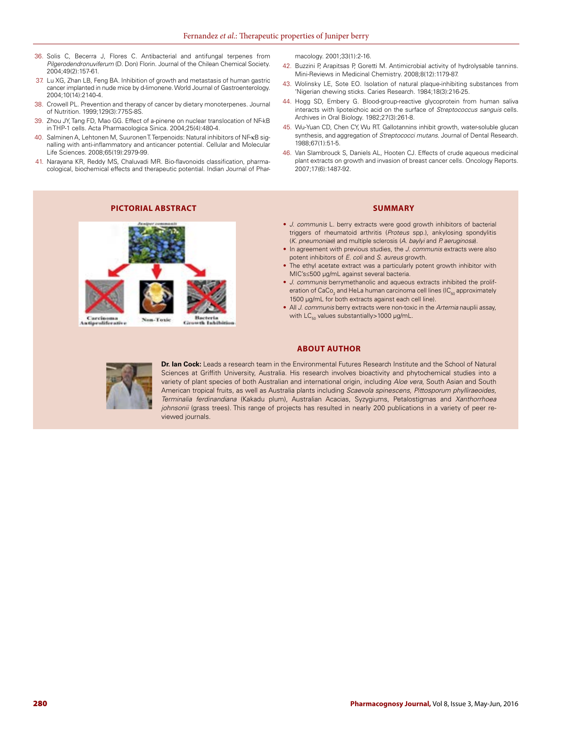36. Solis C, Becerra J, Flores C. Antibacterial and antifungal terpenes from *Pilgerodendronuviferum* (D. Don) Florin. Journal of the Chilean Chemical Society. 2004;49(2):157-61.
37. Lu XG, Zhan LB, Feng BA. Inhibition of growth and metastasis of human gastric cancer implanted in nude mice by d-limonene. World Journal of Gastroenterology. 2004;10(14):2140-4.
38. Crowell PL. Prevention and therapy of cancer by dietary monoterpenes. Journal of Nutrition. 1999;129(3):775S-8S.
39. Zhou JY, Tang FD, Mao GG. Effect of a-pinene on nuclear translocation of NF-kB in THP-1 cells. Acta Pharmacologica Sinica. 2004;25(4):480-4.
40. Salminen A, Lehtonen M, Suuronen T. Terpenoids: Natural inhibitors of NF-κB signalling with anti-inflammatory and anticancer potential. Cellular and Molecular Life Sciences. 2008;65(19):2979-99.
41. Narayana KR, Reddy MS, Chaluvadi MR. Bio-flavonoids classification, pharmacological, biochemical effects and therapeutic potential. Indian Journal of Pharmacology. 2001;33(1):2-16.
42. Buzzini P, Arapitsas P, Goretti M. Antimicrobial activity of hydrolysable tannins. Mini-Reviews in Medicinal Chemistry. 2008;8(12):1179-87.
43. Wolinsky LE, Sote EO. Isolation of natural plaque-inhibiting substances from 'Nigerian chewing sticks. Caries Research. 1984;18(3):216-25.
44. Hogg SD, Embery G. Blood-group-reactive glycoprotein from human saliva interacts with lipoteichoic acid on the surface of *Streptococcus sanguis* cells. Archives in Oral Biology. 1982;27(3):261-8.
45. Wu-Yuan CD, Chen CY, Wu RT. Gallotannins inhibit growth, water-soluble glucan synthesis, and aggregation of *Streptococci mutans*. Journal of Dental Research. 1988;67(1):51-5.
46. Van Slambrouck S, Daniels AL, Hooten CJ. Effects of crude aqueous medicinal plant extracts on growth and invasion of breast cancer cells. Oncology Reports. 2007;17(6):1487-92.

## PICTORIAL ABSTRACT

Juniper communis

Carcinoma Antiproliferative

Non-Toxic

Bacteria Growth Inhibition

## SUMMARY

- *J. communis* L. berry extracts were good growth inhibitors of bacterial triggers of rheumatoid arthritis (*Proteus* spp.), ankylosing spondylitis (*K. pneumoniae*) and multiple sclerosis (*A. baylyi* and *P. aeruginosa*).
- In agreement with previous studies, the *J. communis* extracts were also potent inhibitors of *E. coli* and *S. aureus* growth.
- The ethyl acetate extract was a particularly potent growth inhibitor with MIC's≤500 µg/mL against several bacteria.
- *J. communis* berrymethanolic and aqueous extracts inhibited the proliferation of $CaCo_2$ and HeLa human carcinoma cell lines ($IC_{50}$ approximately 1500 µg/mL for both extracts against each cell line).
- All *J. communis* berry extracts were non-toxic in the *Artemia* nauplii assay, with $LC_{50}$ values substantially>1000 µg/mL.

## ABOUT AUTHOR

**Dr. Ian Cock:** Leads a research team in the Environmental Futures Research Institute and the School of Natural Sciences at Griffith University, Australia. His research involves bioactivity and phytochemical studies into a variety of plant species of both Australian and international origin, including *Aloe vera*, South Asian and South American tropical fruits, as well as Australia plants including *Scaevola spinescens, Pittosporum phylliraeoides, Terminalia ferdinandiana* (Kakadu plum), Australian Acacias, Syzygiums, Petalostigmas and *Xanthorrhoea johnsonii* (grass trees). This range of projects has resulted in nearly 200 publications in a variety of peer reviewed journals.